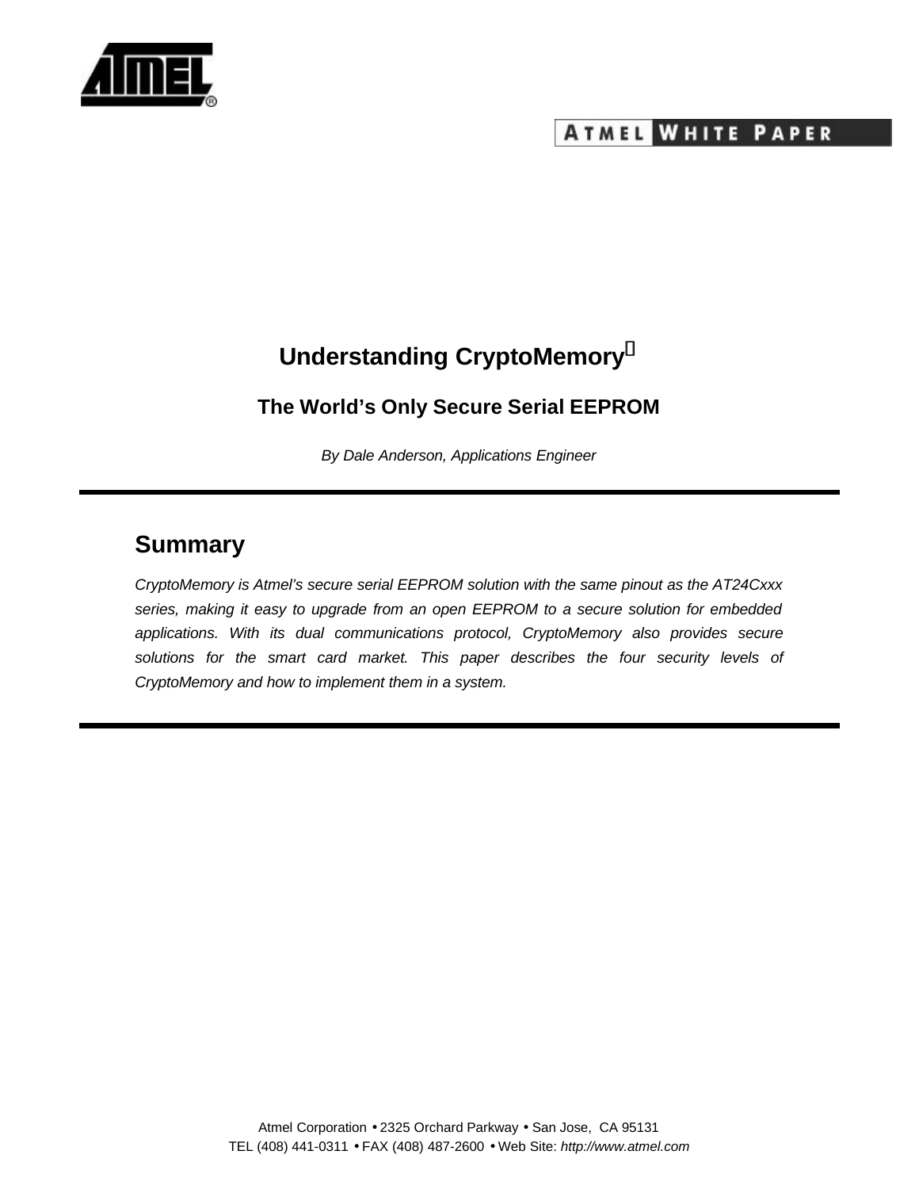**ATMEL WHITE PAPER**

# Understanding CryptoMemory®

## The World's Only Secure Serial EEPROM

*By Dale Anderson, Applications Engineer*

---

## Summary

*CryptoMemory is Atmel's secure serial EEPROM solution with the same pinout as the AT24Cxxx series, making it easy to upgrade from an open EEPROM to a secure solution for embedded applications. With its dual communications protocol, CryptoMemory also provides secure solutions for the smart card market. This paper describes the four security levels of CryptoMemory and how to implement them in a system.*

---

Atmel Corporation • 2325 Orchard Parkway • San Jose, CA 95131
TEL (408) 441-0311 • FAX (408) 487-2600 • Web Site: *http://www.atmel.com*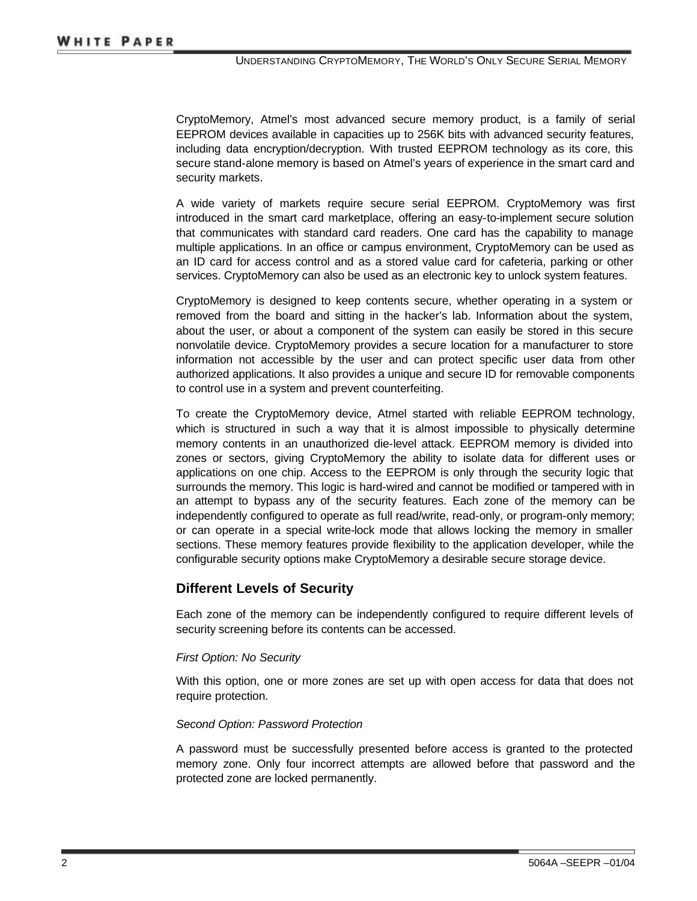CryptoMemory, Atmel's most advanced secure memory product, is a family of serial EEPROM devices available in capacities up to 256K bits with advanced security features, including data encryption/decryption. With trusted EEPROM technology as its core, this secure stand-alone memory is based on Atmel's years of experience in the smart card and security markets.

A wide variety of markets require secure serial EEPROM. CryptoMemory was first introduced in the smart card marketplace, offering an easy-to-implement secure solution that communicates with standard card readers. One card has the capability to manage multiple applications. In an office or campus environment, CryptoMemory can be used as an ID card for access control and as a stored value card for cafeteria, parking or other services. CryptoMemory can also be used as an electronic key to unlock system features.

CryptoMemory is designed to keep contents secure, whether operating in a system or removed from the board and sitting in the hacker's lab. Information about the system, about the user, or about a component of the system can easily be stored in this secure nonvolatile device. CryptoMemory provides a secure location for a manufacturer to store information not accessible by the user and can protect specific user data from other authorized applications. It also provides a unique and secure ID for removable components to control use in a system and prevent counterfeiting.

To create the CryptoMemory device, Atmel started with reliable EEPROM technology, which is structured in such a way that it is almost impossible to physically determine memory contents in an unauthorized die-level attack. EEPROM memory is divided into zones or sectors, giving CryptoMemory the ability to isolate data for different uses or applications on one chip. Access to the EEPROM is only through the security logic that surrounds the memory. This logic is hard-wired and cannot be modified or tampered with in an attempt to bypass any of the security features. Each zone of the memory can be independently configured to operate as full read/write, read-only, or program-only memory; or can operate in a special write-lock mode that allows locking the memory in smaller sections. These memory features provide flexibility to the application developer, while the configurable security options make CryptoMemory a desirable secure storage device.

## Different Levels of Security

Each zone of the memory can be independently configured to require different levels of security screening before its contents can be accessed.

*First Option: No Security*

With this option, one or more zones are set up with open access for data that does not require protection.

*Second Option: Password Protection*

A password must be successfully presented before access is granted to the protected memory zone. Only four incorrect attempts are allowed before that password and the protected zone are locked permanently.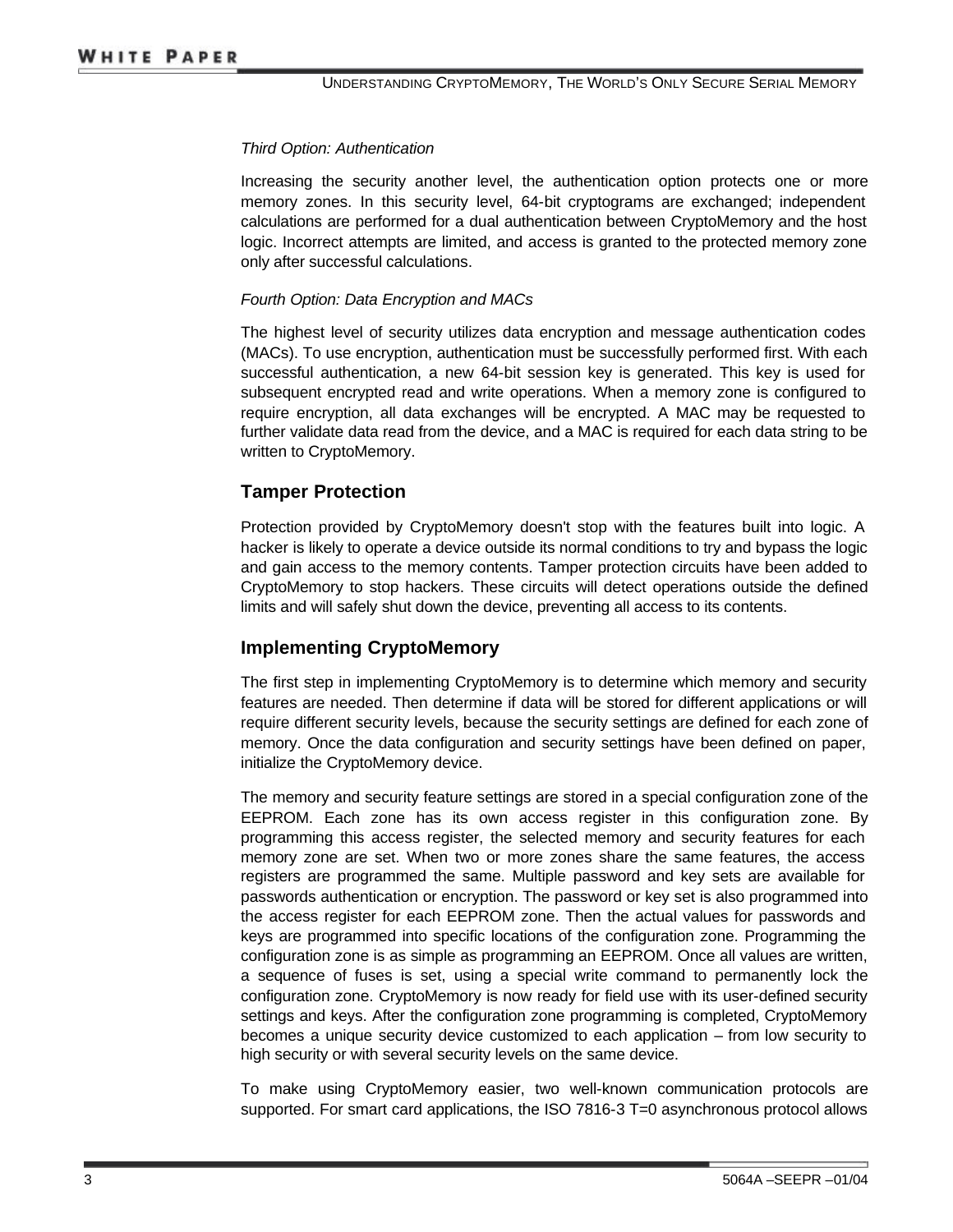*Third Option: Authentication*

Increasing the security another level, the authentication option protects one or more memory zones. In this security level, 64-bit cryptograms are exchanged; independent calculations are performed for a dual authentication between CryptoMemory and the host logic. Incorrect attempts are limited, and access is granted to the protected memory zone only after successful calculations.

*Fourth Option: Data Encryption and MACs*

The highest level of security utilizes data encryption and message authentication codes (MACs). To use encryption, authentication must be successfully performed first. With each successful authentication, a new 64-bit session key is generated. This key is used for subsequent encrypted read and write operations. When a memory zone is configured to require encryption, all data exchanges will be encrypted. A MAC may be requested to further validate data read from the device, and a MAC is required for each data string to be written to CryptoMemory.

## Tamper Protection

Protection provided by CryptoMemory doesn't stop with the features built into logic. A hacker is likely to operate a device outside its normal conditions to try and bypass the logic and gain access to the memory contents. Tamper protection circuits have been added to CryptoMemory to stop hackers. These circuits will detect operations outside the defined limits and will safely shut down the device, preventing all access to its contents.

## Implementing CryptoMemory

The first step in implementing CryptoMemory is to determine which memory and security features are needed. Then determine if data will be stored for different applications or will require different security levels, because the security settings are defined for each zone of memory. Once the data configuration and security settings have been defined on paper, initialize the CryptoMemory device.

The memory and security feature settings are stored in a special configuration zone of the EEPROM. Each zone has its own access register in this configuration zone. By programming this access register, the selected memory and security features for each memory zone are set. When two or more zones share the same features, the access registers are programmed the same. Multiple password and key sets are available for passwords authentication or encryption. The password or key set is also programmed into the access register for each EEPROM zone. Then the actual values for passwords and keys are programmed into specific locations of the configuration zone. Programming the configuration zone is as simple as programming an EEPROM. Once all values are written, a sequence of fuses is set, using a special write command to permanently lock the configuration zone. CryptoMemory is now ready for field use with its user-defined security settings and keys. After the configuration zone programming is completed, CryptoMemory becomes a unique security device customized to each application – from low security to high security or with several security levels on the same device.

To make using CryptoMemory easier, two well-known communication protocols are supported. For smart card applications, the ISO 7816-3 T=0 asynchronous protocol allows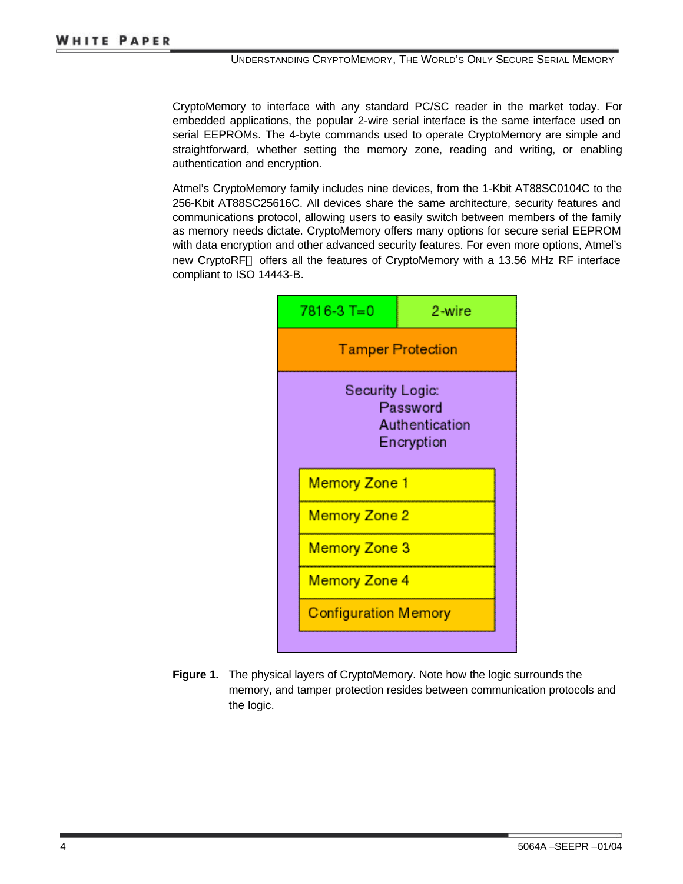CryptoMemory to interface with any standard PC/SC reader in the market today. For embedded applications, the popular 2-wire serial interface is the same interface used on serial EEPROMs. The 4-byte commands used to operate CryptoMemory are simple and straightforward, whether setting the memory zone, reading and writing, or enabling authentication and encryption.

Atmel's CryptoMemory family includes nine devices, from the 1-Kbit AT88SC0104C to the 256-Kbit AT88SC25616C. All devices share the same architecture, security features and communications protocol, allowing users to easily switch between members of the family as memory needs dictate. CryptoMemory offers many options for secure serial EEPROM with data encryption and other advanced security features. For even more options, Atmel's new CryptoRF™ offers all the features of CryptoMemory with a 13.56 MHz RF interface compliant to ISO 14443-B.

7816-3 T=0 | 2-wire

Tamper Protection

Security Logic:
- Password
- Authentication
- Encryption

Memory Zone 1
Memory Zone 2
Memory Zone 3
Memory Zone 4
Configuration Memory

**Figure 1.** The physical layers of CryptoMemory. Note how the logic surrounds the memory, and tamper protection resides between communication protocols and the logic.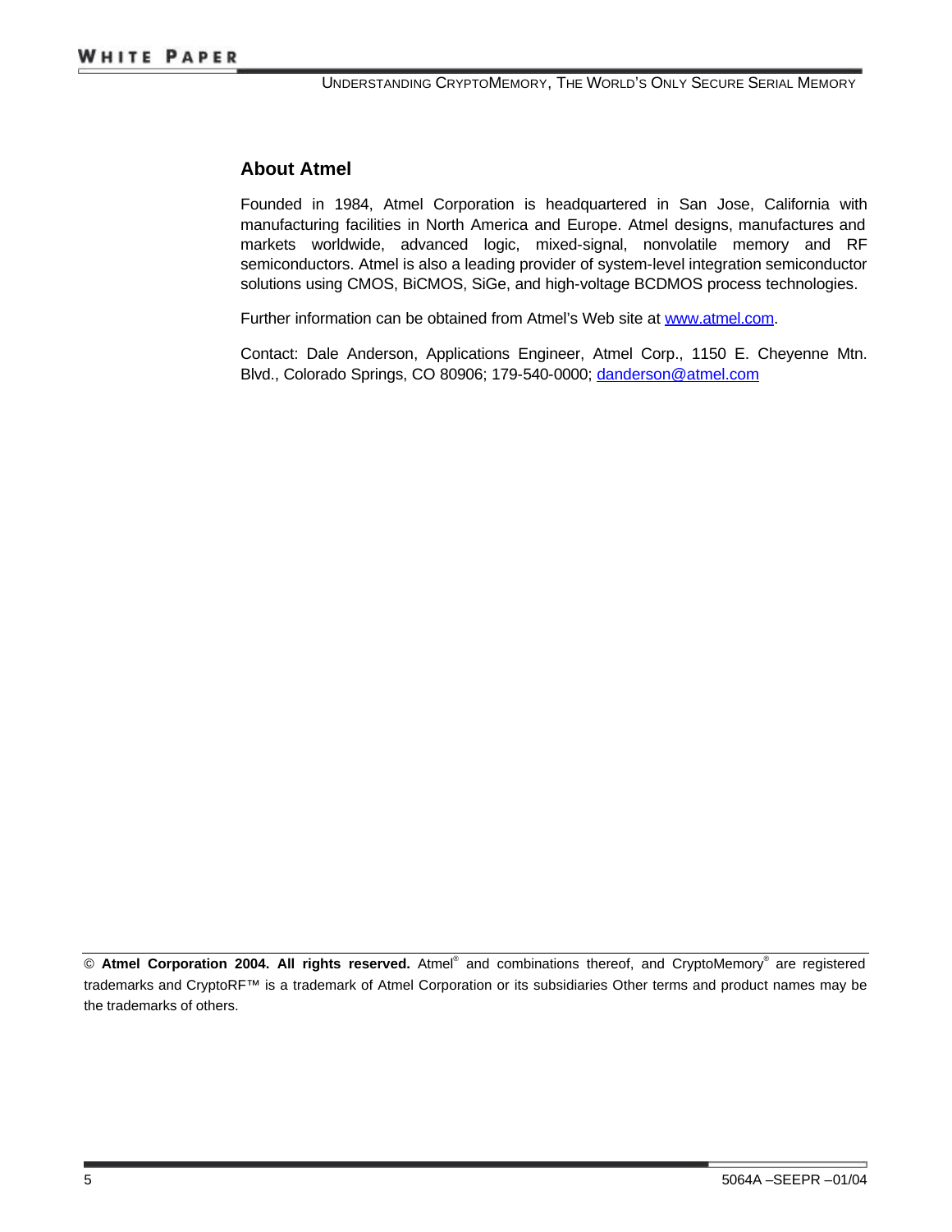## About Atmel

Founded in 1984, Atmel Corporation is headquartered in San Jose, California with manufacturing facilities in North America and Europe. Atmel designs, manufactures and markets worldwide, advanced logic, mixed-signal, nonvolatile memory and RF semiconductors. Atmel is also a leading provider of system-level integration semiconductor solutions using CMOS, BiCMOS, SiGe, and high-voltage BCDMOS process technologies.

Further information can be obtained from Atmel's Web site at www.atmel.com.

Contact: Dale Anderson, Applications Engineer, Atmel Corp., 1150 E. Cheyenne Mtn. Blvd., Colorado Springs, CO 80906; 179-540-0000; danderson@atmel.com

© **Atmel Corporation 2004. All rights reserved.** Atmel® and combinations thereof, and CryptoMemory® are registered trademarks and CryptoRF™ is a trademark of Atmel Corporation or its subsidiaries Other terms and product names may be the trademarks of others.